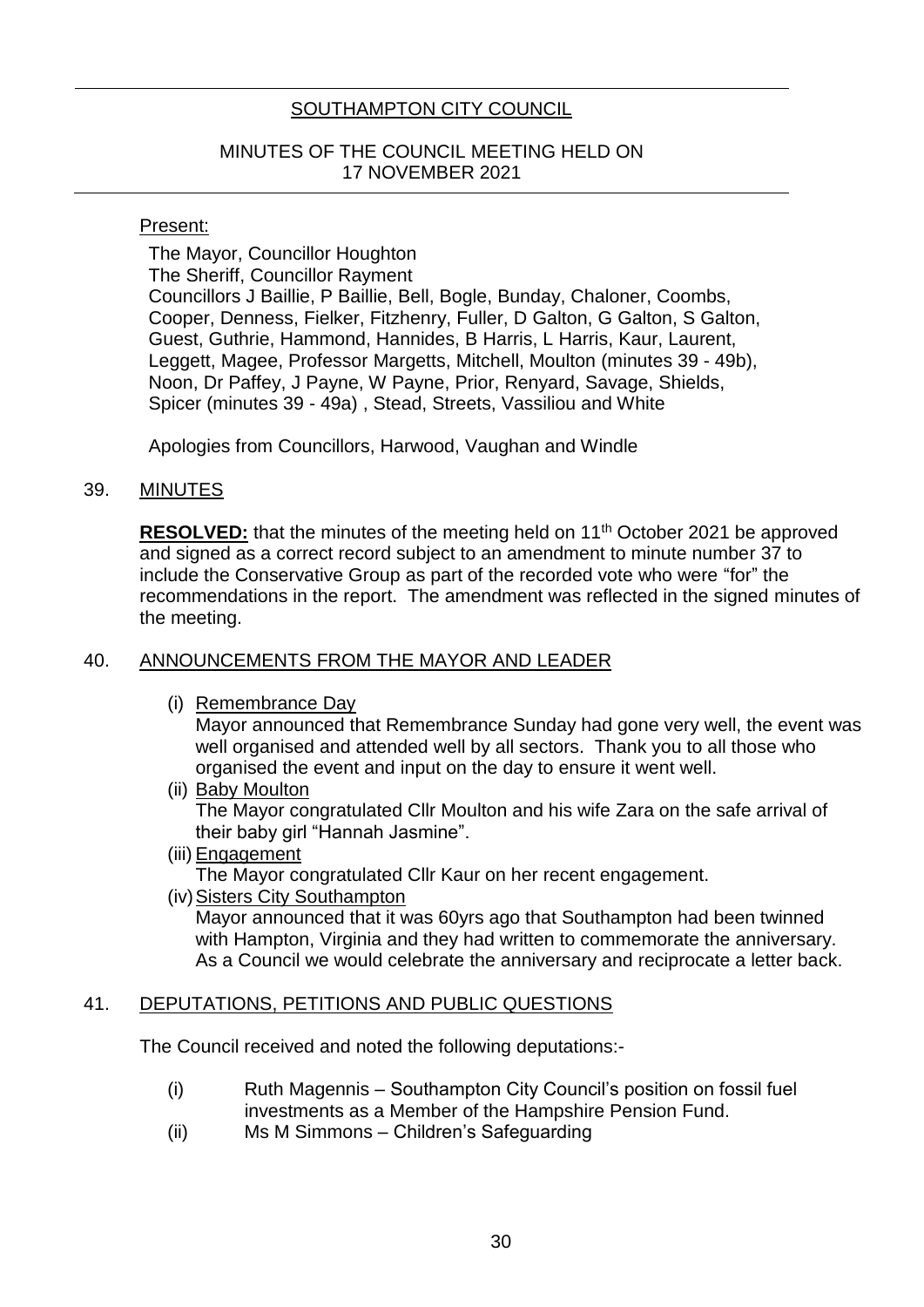# SOUTHAMPTON CITY COUNCIL

## MINUTES OF THE COUNCIL MEETING HELD ON 17 NOVEMBER 2021

Present:

The Mayor, Councillor Houghton
The Sheriff, Councillor Rayment
Councillors J Baillie, P Baillie, Bell, Bogle, Bunday, Chaloner, Coombs, Cooper, Denness, Fielker, Fitzhenry, Fuller, D Galton, G Galton, S Galton, Guest, Guthrie, Hammond, Hannides, B Harris, L Harris, Kaur, Laurent, Leggett, Magee, Professor Margetts, Mitchell, Moulton (minutes 39 - 49b), Noon, Dr Paffey, J Payne, W Payne, Prior, Renyard, Savage, Shields, Spicer (minutes 39 - 49a) , Stead, Streets, Vassiliou and White

Apologies from Councillors, Harwood, Vaughan and Windle

### 39. MINUTES

**RESOLVED:** that the minutes of the meeting held on 11th October 2021 be approved and signed as a correct record subject to an amendment to minute number 37 to include the Conservative Group as part of the recorded vote who were "for" the recommendations in the report. The amendment was reflected in the signed minutes of the meeting.

### 40. ANNOUNCEMENTS FROM THE MAYOR AND LEADER

(i) Remembrance Day
Mayor announced that Remembrance Sunday had gone very well, the event was well organised and attended well by all sectors. Thank you to all those who organised the event and input on the day to ensure it went well.

(ii) Baby Moulton
The Mayor congratulated Cllr Moulton and his wife Zara on the safe arrival of their baby girl "Hannah Jasmine".

(iii) Engagement
The Mayor congratulated Cllr Kaur on her recent engagement.

(iv) Sisters City Southampton
Mayor announced that it was 60yrs ago that Southampton had been twinned with Hampton, Virginia and they had written to commemorate the anniversary. As a Council we would celebrate the anniversary and reciprocate a letter back.

### 41. DEPUTATIONS, PETITIONS AND PUBLIC QUESTIONS

The Council received and noted the following deputations:-

(i) Ruth Magennis – Southampton City Council's position on fossil fuel investments as a Member of the Hampshire Pension Fund.

(ii) Ms M Simmons – Children's Safeguarding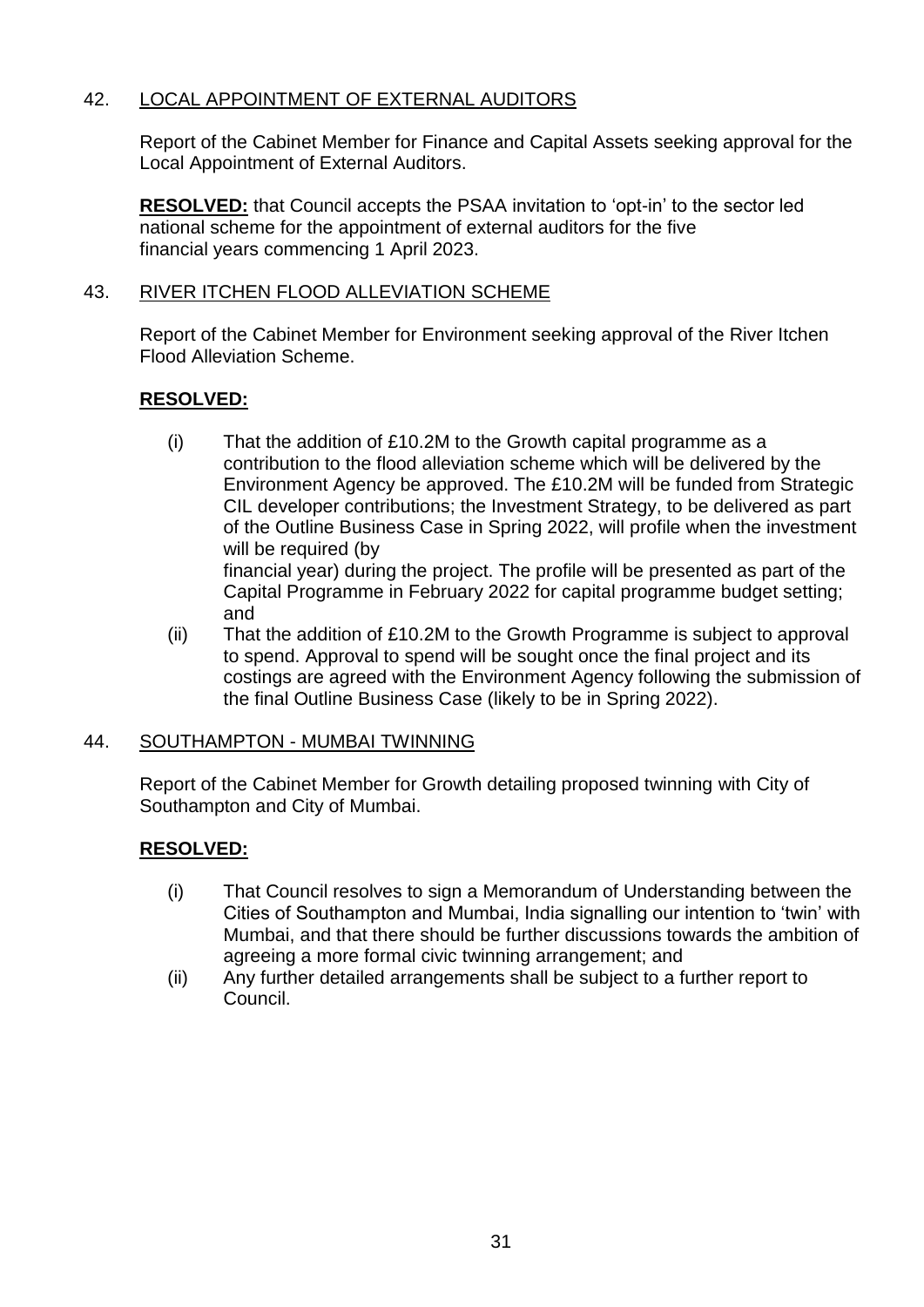## 42. LOCAL APPOINTMENT OF EXTERNAL AUDITORS

Report of the Cabinet Member for Finance and Capital Assets seeking approval for the Local Appointment of External Auditors.

**RESOLVED:** that Council accepts the PSAA invitation to 'opt-in' to the sector led national scheme for the appointment of external auditors for the five financial years commencing 1 April 2023.

## 43. RIVER ITCHEN FLOOD ALLEVIATION SCHEME

Report of the Cabinet Member for Environment seeking approval of the River Itchen Flood Alleviation Scheme.

**RESOLVED:**

(i) That the addition of £10.2M to the Growth capital programme as a contribution to the flood alleviation scheme which will be delivered by the Environment Agency be approved. The £10.2M will be funded from Strategic CIL developer contributions; the Investment Strategy, to be delivered as part of the Outline Business Case in Spring 2022, will profile when the investment will be required (by financial year) during the project. The profile will be presented as part of the Capital Programme in February 2022 for capital programme budget setting; and

(ii) That the addition of £10.2M to the Growth Programme is subject to approval to spend. Approval to spend will be sought once the final project and its costings are agreed with the Environment Agency following the submission of the final Outline Business Case (likely to be in Spring 2022).

## 44. SOUTHAMPTON - MUMBAI TWINNING

Report of the Cabinet Member for Growth detailing proposed twinning with City of Southampton and City of Mumbai.

**RESOLVED:**

(i) That Council resolves to sign a Memorandum of Understanding between the Cities of Southampton and Mumbai, India signalling our intention to 'twin' with Mumbai, and that there should be further discussions towards the ambition of agreeing a more formal civic twinning arrangement; and

(ii) Any further detailed arrangements shall be subject to a further report to Council.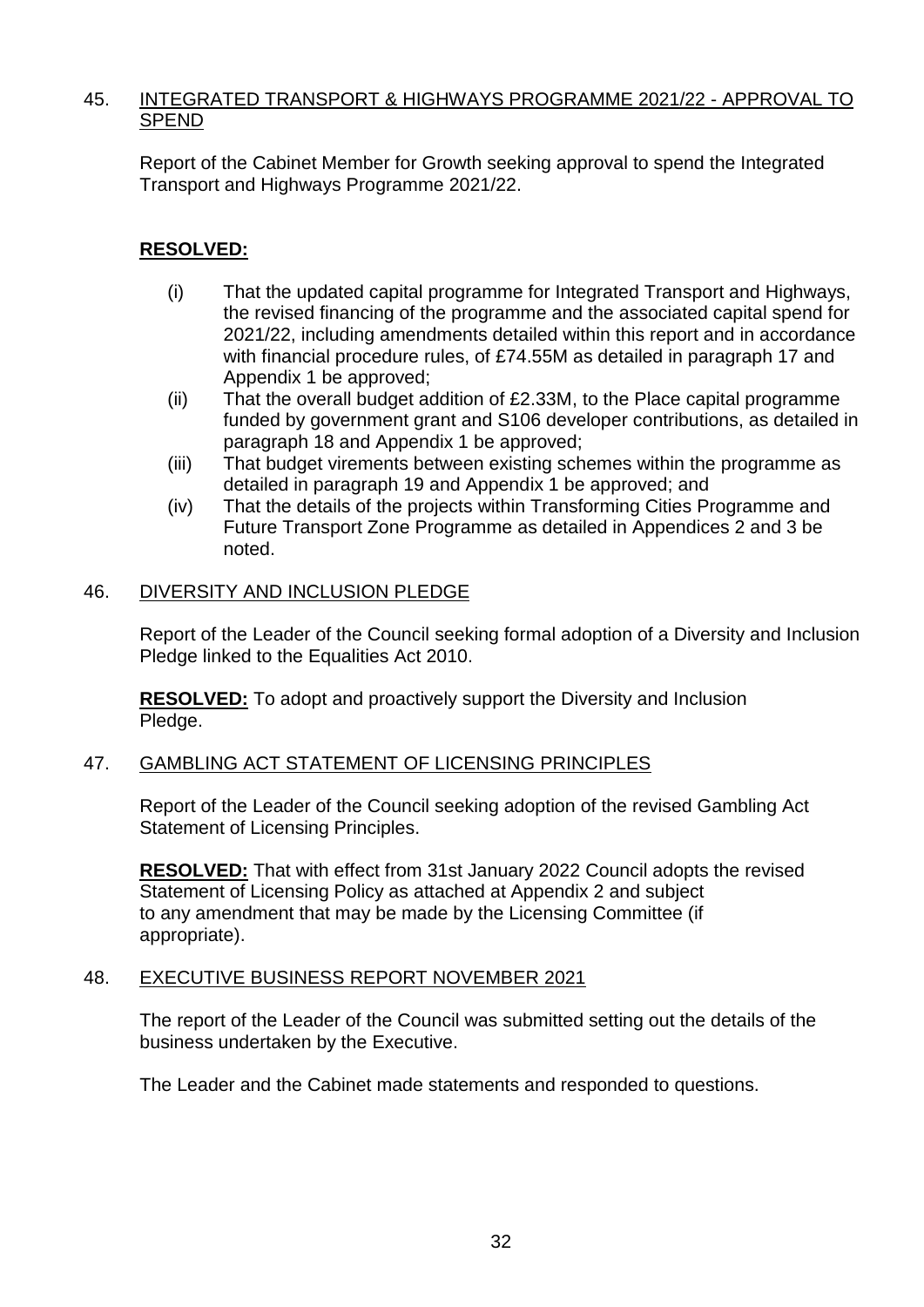## 45. INTEGRATED TRANSPORT & HIGHWAYS PROGRAMME 2021/22 - APPROVAL TO SPEND

Report of the Cabinet Member for Growth seeking approval to spend the Integrated Transport and Highways Programme 2021/22.

**RESOLVED:**

- (i) That the updated capital programme for Integrated Transport and Highways, the revised financing of the programme and the associated capital spend for 2021/22, including amendments detailed within this report and in accordance with financial procedure rules, of £74.55M as detailed in paragraph 17 and Appendix 1 be approved;
- (ii) That the overall budget addition of £2.33M, to the Place capital programme funded by government grant and S106 developer contributions, as detailed in paragraph 18 and Appendix 1 be approved;
- (iii) That budget virements between existing schemes within the programme as detailed in paragraph 19 and Appendix 1 be approved; and
- (iv) That the details of the projects within Transforming Cities Programme and Future Transport Zone Programme as detailed in Appendices 2 and 3 be noted.

## 46. DIVERSITY AND INCLUSION PLEDGE

Report of the Leader of the Council seeking formal adoption of a Diversity and Inclusion Pledge linked to the Equalities Act 2010.

**RESOLVED:** To adopt and proactively support the Diversity and Inclusion Pledge.

## 47. GAMBLING ACT STATEMENT OF LICENSING PRINCIPLES

Report of the Leader of the Council seeking adoption of the revised Gambling Act Statement of Licensing Principles.

**RESOLVED:** That with effect from 31st January 2022 Council adopts the revised Statement of Licensing Policy as attached at Appendix 2 and subject to any amendment that may be made by the Licensing Committee (if appropriate).

## 48. EXECUTIVE BUSINESS REPORT NOVEMBER 2021

The report of the Leader of the Council was submitted setting out the details of the business undertaken by the Executive.

The Leader and the Cabinet made statements and responded to questions.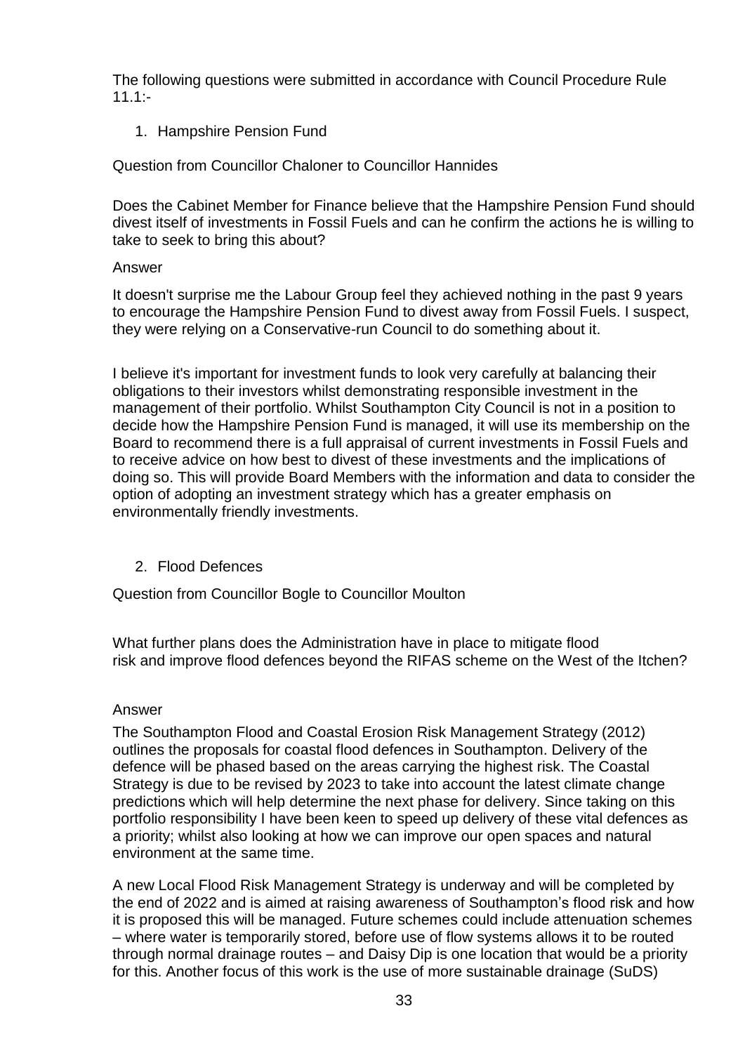The following questions were submitted in accordance with Council Procedure Rule 11.1:-

1. Hampshire Pension Fund

Question from Councillor Chaloner to Councillor Hannides

Does the Cabinet Member for Finance believe that the Hampshire Pension Fund should divest itself of investments in Fossil Fuels and can he confirm the actions he is willing to take to seek to bring this about?

Answer

It doesn't surprise me the Labour Group feel they achieved nothing in the past 9 years to encourage the Hampshire Pension Fund to divest away from Fossil Fuels. I suspect, they were relying on a Conservative-run Council to do something about it.

I believe it's important for investment funds to look very carefully at balancing their obligations to their investors whilst demonstrating responsible investment in the management of their portfolio. Whilst Southampton City Council is not in a position to decide how the Hampshire Pension Fund is managed, it will use its membership on the Board to recommend there is a full appraisal of current investments in Fossil Fuels and to receive advice on how best to divest of these investments and the implications of doing so. This will provide Board Members with the information and data to consider the option of adopting an investment strategy which has a greater emphasis on environmentally friendly investments.

2. Flood Defences

Question from Councillor Bogle to Councillor Moulton

What further plans does the Administration have in place to mitigate flood risk and improve flood defences beyond the RIFAS scheme on the West of the Itchen?

Answer

The Southampton Flood and Coastal Erosion Risk Management Strategy (2012) outlines the proposals for coastal flood defences in Southampton. Delivery of the defence will be phased based on the areas carrying the highest risk. The Coastal Strategy is due to be revised by 2023 to take into account the latest climate change predictions which will help determine the next phase for delivery. Since taking on this portfolio responsibility I have been keen to speed up delivery of these vital defences as a priority; whilst also looking at how we can improve our open spaces and natural environment at the same time.

A new Local Flood Risk Management Strategy is underway and will be completed by the end of 2022 and is aimed at raising awareness of Southampton's flood risk and how it is proposed this will be managed. Future schemes could include attenuation schemes – where water is temporarily stored, before use of flow systems allows it to be routed through normal drainage routes – and Daisy Dip is one location that would be a priority for this. Another focus of this work is the use of more sustainable drainage (SuDS)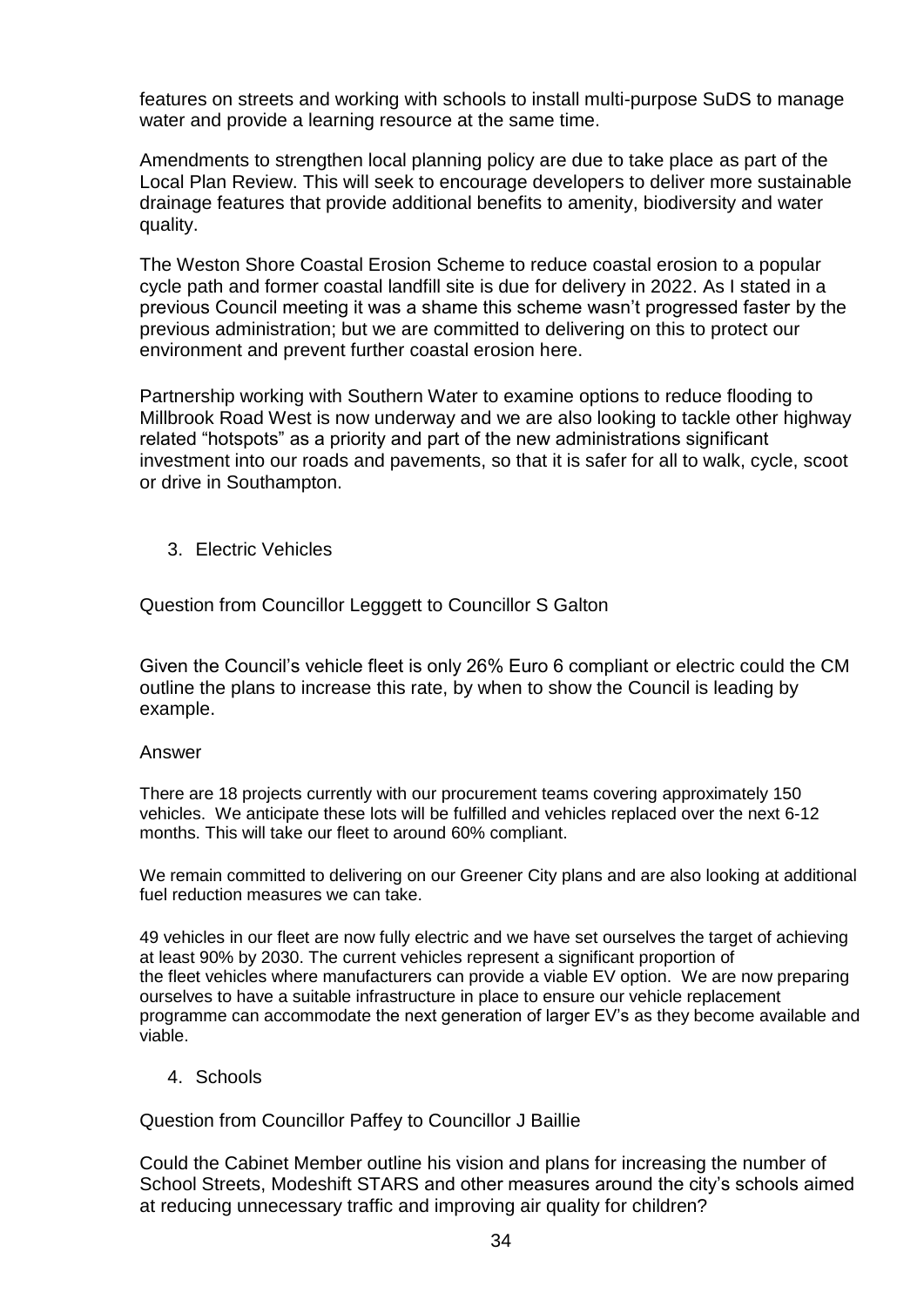features on streets and working with schools to install multi-purpose SuDS to manage water and provide a learning resource at the same time.

Amendments to strengthen local planning policy are due to take place as part of the Local Plan Review. This will seek to encourage developers to deliver more sustainable drainage features that provide additional benefits to amenity, biodiversity and water quality.

The Weston Shore Coastal Erosion Scheme to reduce coastal erosion to a popular cycle path and former coastal landfill site is due for delivery in 2022. As I stated in a previous Council meeting it was a shame this scheme wasn't progressed faster by the previous administration; but we are committed to delivering on this to protect our environment and prevent further coastal erosion here.

Partnership working with Southern Water to examine options to reduce flooding to Millbrook Road West is now underway and we are also looking to tackle other highway related "hotspots" as a priority and part of the new administrations significant investment into our roads and pavements, so that it is safer for all to walk, cycle, scoot or drive in Southampton.

3. Electric Vehicles

Question from Councillor Legggett to Councillor S Galton

Given the Council's vehicle fleet is only 26% Euro 6 compliant or electric could the CM outline the plans to increase this rate, by when to show the Council is leading by example.

Answer

There are 18 projects currently with our procurement teams covering approximately 150 vehicles. We anticipate these lots will be fulfilled and vehicles replaced over the next 6-12 months. This will take our fleet to around 60% compliant.

We remain committed to delivering on our Greener City plans and are also looking at additional fuel reduction measures we can take.

49 vehicles in our fleet are now fully electric and we have set ourselves the target of achieving at least 90% by 2030. The current vehicles represent a significant proportion of the fleet vehicles where manufacturers can provide a viable EV option. We are now preparing ourselves to have a suitable infrastructure in place to ensure our vehicle replacement programme can accommodate the next generation of larger EV's as they become available and viable.

4. Schools

Question from Councillor Paffey to Councillor J Baillie

Could the Cabinet Member outline his vision and plans for increasing the number of School Streets, Modeshift STARS and other measures around the city's schools aimed at reducing unnecessary traffic and improving air quality for children?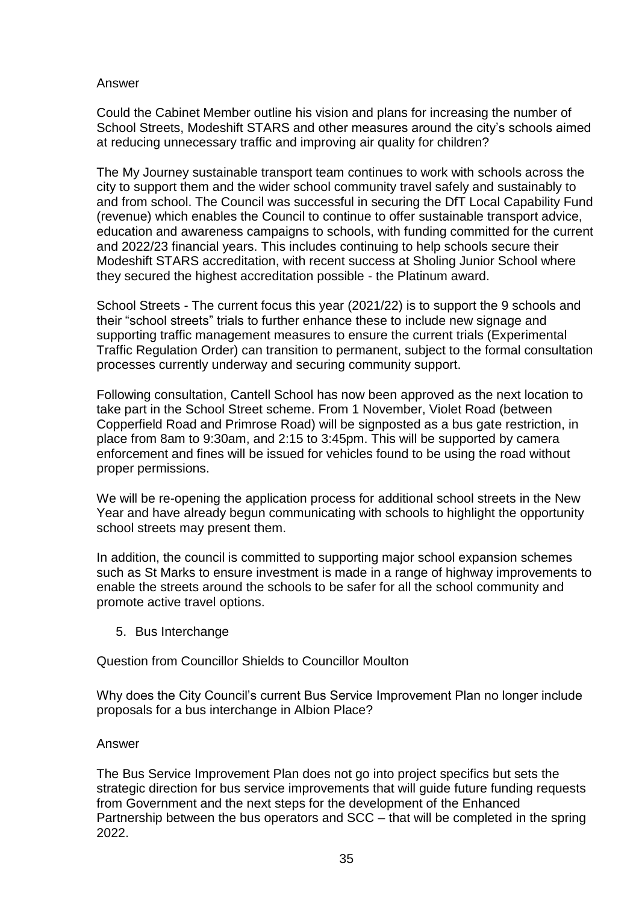Answer

Could the Cabinet Member outline his vision and plans for increasing the number of School Streets, Modeshift STARS and other measures around the city's schools aimed at reducing unnecessary traffic and improving air quality for children?

The My Journey sustainable transport team continues to work with schools across the city to support them and the wider school community travel safely and sustainably to and from school. The Council was successful in securing the DfT Local Capability Fund (revenue) which enables the Council to continue to offer sustainable transport advice, education and awareness campaigns to schools, with funding committed for the current and 2022/23 financial years. This includes continuing to help schools secure their Modeshift STARS accreditation, with recent success at Sholing Junior School where they secured the highest accreditation possible - the Platinum award.

School Streets - The current focus this year (2021/22) is to support the 9 schools and their "school streets" trials to further enhance these to include new signage and supporting traffic management measures to ensure the current trials (Experimental Traffic Regulation Order) can transition to permanent, subject to the formal consultation processes currently underway and securing community support.

Following consultation, Cantell School has now been approved as the next location to take part in the School Street scheme. From 1 November, Violet Road (between Copperfield Road and Primrose Road) will be signposted as a bus gate restriction, in place from 8am to 9:30am, and 2:15 to 3:45pm. This will be supported by camera enforcement and fines will be issued for vehicles found to be using the road without proper permissions.

We will be re-opening the application process for additional school streets in the New Year and have already begun communicating with schools to highlight the opportunity school streets may present them.

In addition, the council is committed to supporting major school expansion schemes such as St Marks to ensure investment is made in a range of highway improvements to enable the streets around the schools to be safer for all the school community and promote active travel options.

5. Bus Interchange

Question from Councillor Shields to Councillor Moulton

Why does the City Council's current Bus Service Improvement Plan no longer include proposals for a bus interchange in Albion Place?

Answer

The Bus Service Improvement Plan does not go into project specifics but sets the strategic direction for bus service improvements that will guide future funding requests from Government and the next steps for the development of the Enhanced Partnership between the bus operators and SCC – that will be completed in the spring 2022.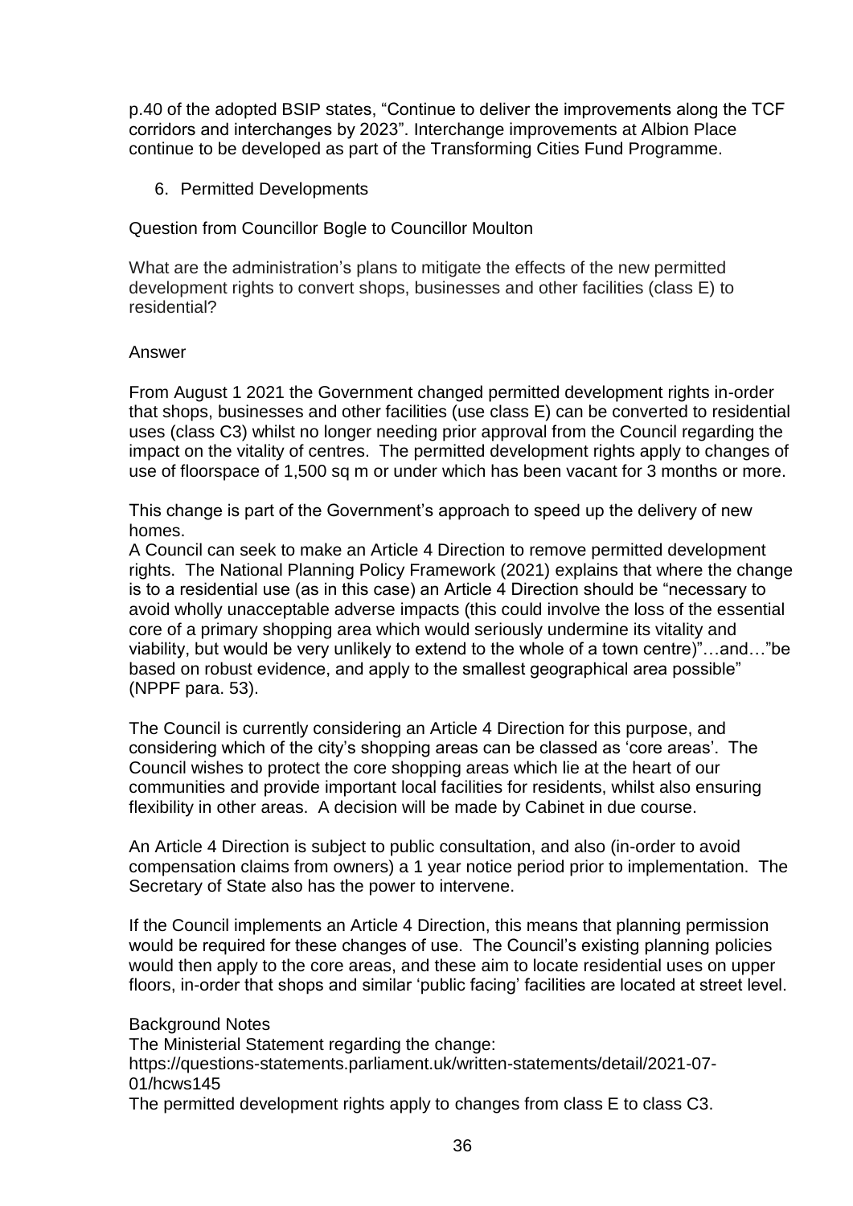p.40 of the adopted BSIP states, "Continue to deliver the improvements along the TCF corridors and interchanges by 2023". Interchange improvements at Albion Place continue to be developed as part of the Transforming Cities Fund Programme.

## 6. Permitted Developments

Question from Councillor Bogle to Councillor Moulton

What are the administration's plans to mitigate the effects of the new permitted development rights to convert shops, businesses and other facilities (class E) to residential?

Answer

From August 1 2021 the Government changed permitted development rights in-order that shops, businesses and other facilities (use class E) can be converted to residential uses (class C3) whilst no longer needing prior approval from the Council regarding the impact on the vitality of centres. The permitted development rights apply to changes of use of floorspace of 1,500 sq m or under which has been vacant for 3 months or more.

This change is part of the Government's approach to speed up the delivery of new homes.

A Council can seek to make an Article 4 Direction to remove permitted development rights. The National Planning Policy Framework (2021) explains that where the change is to a residential use (as in this case) an Article 4 Direction should be "necessary to avoid wholly unacceptable adverse impacts (this could involve the loss of the essential core of a primary shopping area which would seriously undermine its vitality and viability, but would be very unlikely to extend to the whole of a town centre)"…and…"be based on robust evidence, and apply to the smallest geographical area possible" (NPPF para. 53).

The Council is currently considering an Article 4 Direction for this purpose, and considering which of the city's shopping areas can be classed as 'core areas'. The Council wishes to protect the core shopping areas which lie at the heart of our communities and provide important local facilities for residents, whilst also ensuring flexibility in other areas. A decision will be made by Cabinet in due course.

An Article 4 Direction is subject to public consultation, and also (in-order to avoid compensation claims from owners) a 1 year notice period prior to implementation. The Secretary of State also has the power to intervene.

If the Council implements an Article 4 Direction, this means that planning permission would be required for these changes of use. The Council's existing planning policies would then apply to the core areas, and these aim to locate residential uses on upper floors, in-order that shops and similar 'public facing' facilities are located at street level.

Background Notes

The Ministerial Statement regarding the change:
https://questions-statements.parliament.uk/written-statements/detail/2021-07-01/hcws145

The permitted development rights apply to changes from class E to class C3.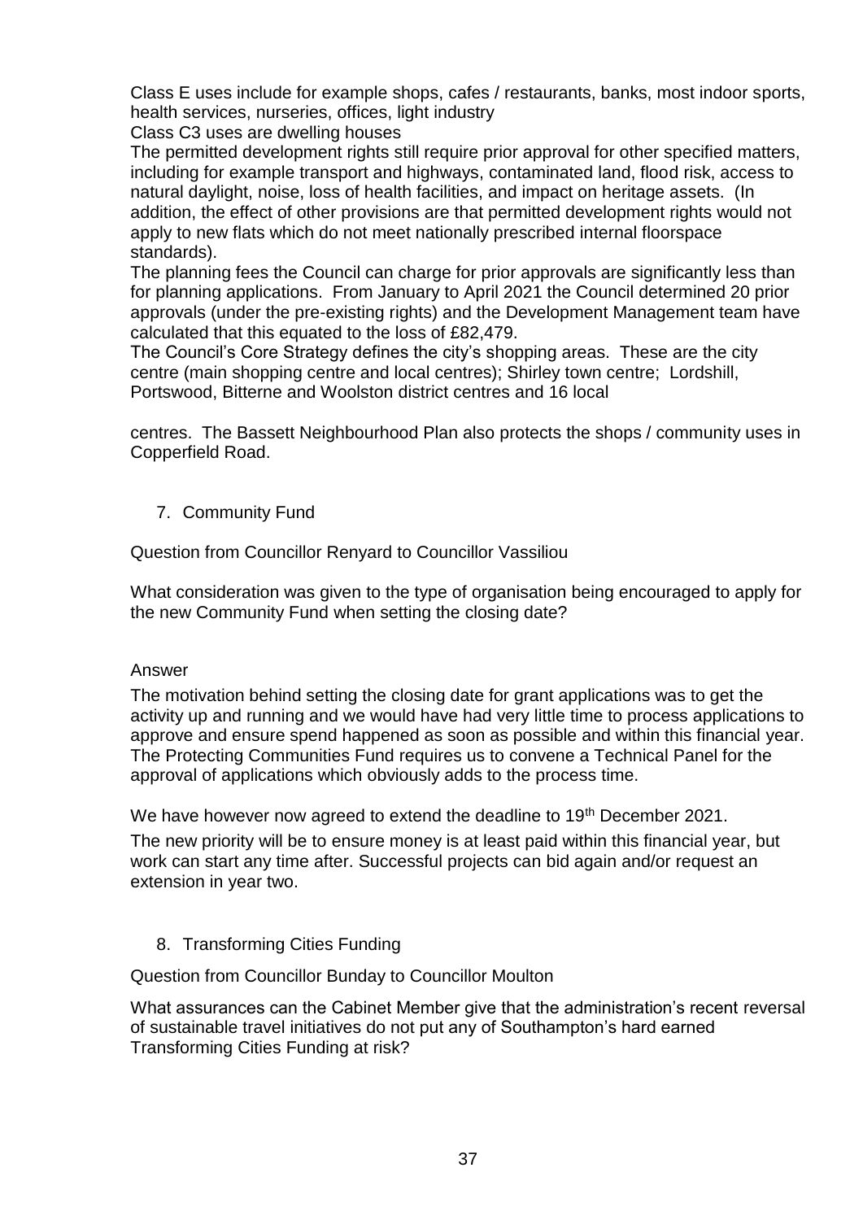Class E uses include for example shops, cafes / restaurants, banks, most indoor sports, health services, nurseries, offices, light industry

Class C3 uses are dwelling houses

The permitted development rights still require prior approval for other specified matters, including for example transport and highways, contaminated land, flood risk, access to natural daylight, noise, loss of health facilities, and impact on heritage assets. (In addition, the effect of other provisions are that permitted development rights would not apply to new flats which do not meet nationally prescribed internal floorspace standards).

The planning fees the Council can charge for prior approvals are significantly less than for planning applications. From January to April 2021 the Council determined 20 prior approvals (under the pre-existing rights) and the Development Management team have calculated that this equated to the loss of £82,479.

The Council's Core Strategy defines the city's shopping areas. These are the city centre (main shopping centre and local centres); Shirley town centre; Lordshill, Portswood, Bitterne and Woolston district centres and 16 local centres. The Bassett Neighbourhood Plan also protects the shops / community uses in Copperfield Road.

7. Community Fund

Question from Councillor Renyard to Councillor Vassiliou

What consideration was given to the type of organisation being encouraged to apply for the new Community Fund when setting the closing date?

Answer

The motivation behind setting the closing date for grant applications was to get the activity up and running and we would have had very little time to process applications to approve and ensure spend happened as soon as possible and within this financial year. The Protecting Communities Fund requires us to convene a Technical Panel for the approval of applications which obviously adds to the process time.

We have however now agreed to extend the deadline to 19th December 2021.

The new priority will be to ensure money is at least paid within this financial year, but work can start any time after. Successful projects can bid again and/or request an extension in year two.

8. Transforming Cities Funding

Question from Councillor Bunday to Councillor Moulton

What assurances can the Cabinet Member give that the administration's recent reversal of sustainable travel initiatives do not put any of Southampton's hard earned Transforming Cities Funding at risk?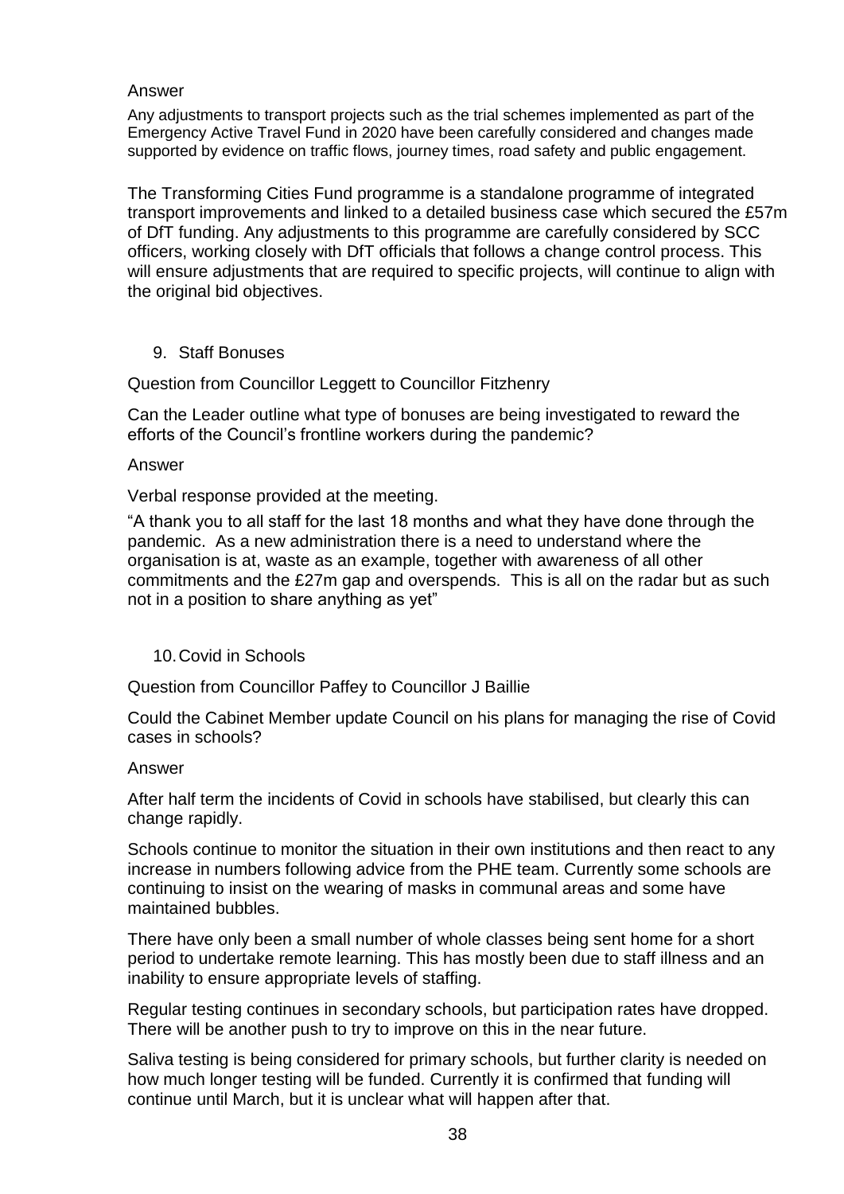Answer

Any adjustments to transport projects such as the trial schemes implemented as part of the Emergency Active Travel Fund in 2020 have been carefully considered and changes made supported by evidence on traffic flows, journey times, road safety and public engagement.

The Transforming Cities Fund programme is a standalone programme of integrated transport improvements and linked to a detailed business case which secured the £57m of DfT funding. Any adjustments to this programme are carefully considered by SCC officers, working closely with DfT officials that follows a change control process. This will ensure adjustments that are required to specific projects, will continue to align with the original bid objectives.

9. Staff Bonuses

Question from Councillor Leggett to Councillor Fitzhenry

Can the Leader outline what type of bonuses are being investigated to reward the efforts of the Council's frontline workers during the pandemic?

Answer

Verbal response provided at the meeting.

"A thank you to all staff for the last 18 months and what they have done through the pandemic. As a new administration there is a need to understand where the organisation is at, waste as an example, together with awareness of all other commitments and the £27m gap and overspends. This is all on the radar but as such not in a position to share anything as yet"

10. Covid in Schools

Question from Councillor Paffey to Councillor J Baillie

Could the Cabinet Member update Council on his plans for managing the rise of Covid cases in schools?

Answer

After half term the incidents of Covid in schools have stabilised, but clearly this can change rapidly.

Schools continue to monitor the situation in their own institutions and then react to any increase in numbers following advice from the PHE team. Currently some schools are continuing to insist on the wearing of masks in communal areas and some have maintained bubbles.

There have only been a small number of whole classes being sent home for a short period to undertake remote learning. This has mostly been due to staff illness and an inability to ensure appropriate levels of staffing.

Regular testing continues in secondary schools, but participation rates have dropped. There will be another push to try to improve on this in the near future.

Saliva testing is being considered for primary schools, but further clarity is needed on how much longer testing will be funded. Currently it is confirmed that funding will continue until March, but it is unclear what will happen after that.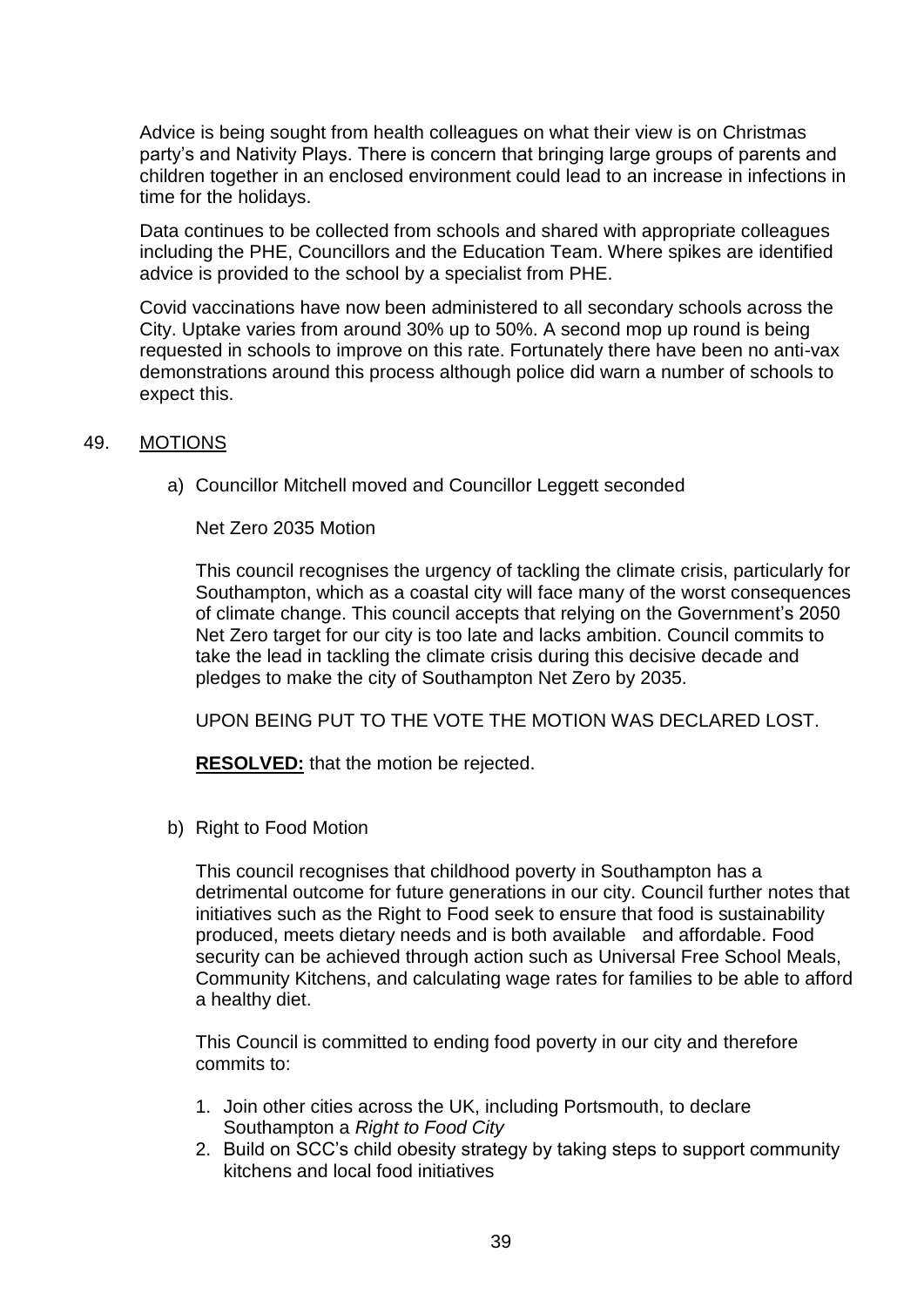Advice is being sought from health colleagues on what their view is on Christmas party's and Nativity Plays. There is concern that bringing large groups of parents and children together in an enclosed environment could lead to an increase in infections in time for the holidays.

Data continues to be collected from schools and shared with appropriate colleagues including the PHE, Councillors and the Education Team. Where spikes are identified advice is provided to the school by a specialist from PHE.

Covid vaccinations have now been administered to all secondary schools across the City. Uptake varies from around 30% up to 50%. A second mop up round is being requested in schools to improve on this rate. Fortunately there have been no anti-vax demonstrations around this process although police did warn a number of schools to expect this.

## 49. MOTIONS

a) Councillor Mitchell moved and Councillor Leggett seconded

Net Zero 2035 Motion

This council recognises the urgency of tackling the climate crisis, particularly for Southampton, which as a coastal city will face many of the worst consequences of climate change. This council accepts that relying on the Government's 2050 Net Zero target for our city is too late and lacks ambition. Council commits to take the lead in tackling the climate crisis during this decisive decade and pledges to make the city of Southampton Net Zero by 2035.

UPON BEING PUT TO THE VOTE THE MOTION WAS DECLARED LOST.

**RESOLVED:** that the motion be rejected.

b) Right to Food Motion

This council recognises that childhood poverty in Southampton has a detrimental outcome for future generations in our city. Council further notes that initiatives such as the Right to Food seek to ensure that food is sustainability produced, meets dietary needs and is both available and affordable. Food security can be achieved through action such as Universal Free School Meals, Community Kitchens, and calculating wage rates for families to be able to afford a healthy diet.

This Council is committed to ending food poverty in our city and therefore commits to:

1. Join other cities across the UK, including Portsmouth, to declare Southampton a *Right to Food City*
2. Build on SCC's child obesity strategy by taking steps to support community kitchens and local food initiatives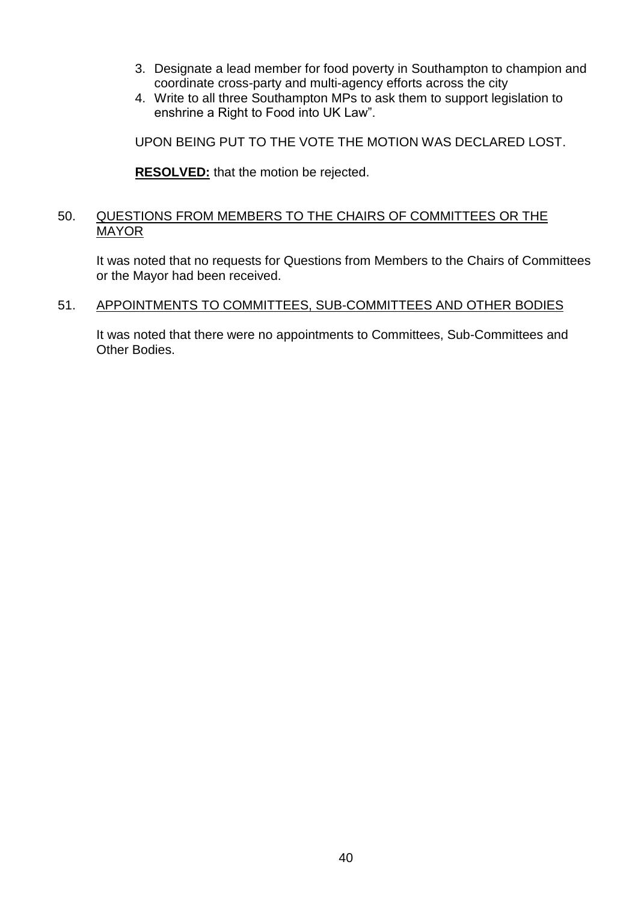3. Designate a lead member for food poverty in Southampton to champion and coordinate cross-party and multi-agency efforts across the city
4. Write to all three Southampton MPs to ask them to support legislation to enshrine a Right to Food into UK Law".

UPON BEING PUT TO THE VOTE THE MOTION WAS DECLARED LOST.

**RESOLVED:** that the motion be rejected.

## 50. QUESTIONS FROM MEMBERS TO THE CHAIRS OF COMMITTEES OR THE MAYOR

It was noted that no requests for Questions from Members to the Chairs of Committees or the Mayor had been received.

## 51. APPOINTMENTS TO COMMITTEES, SUB-COMMITTEES AND OTHER BODIES

It was noted that there were no appointments to Committees, Sub-Committees and Other Bodies.